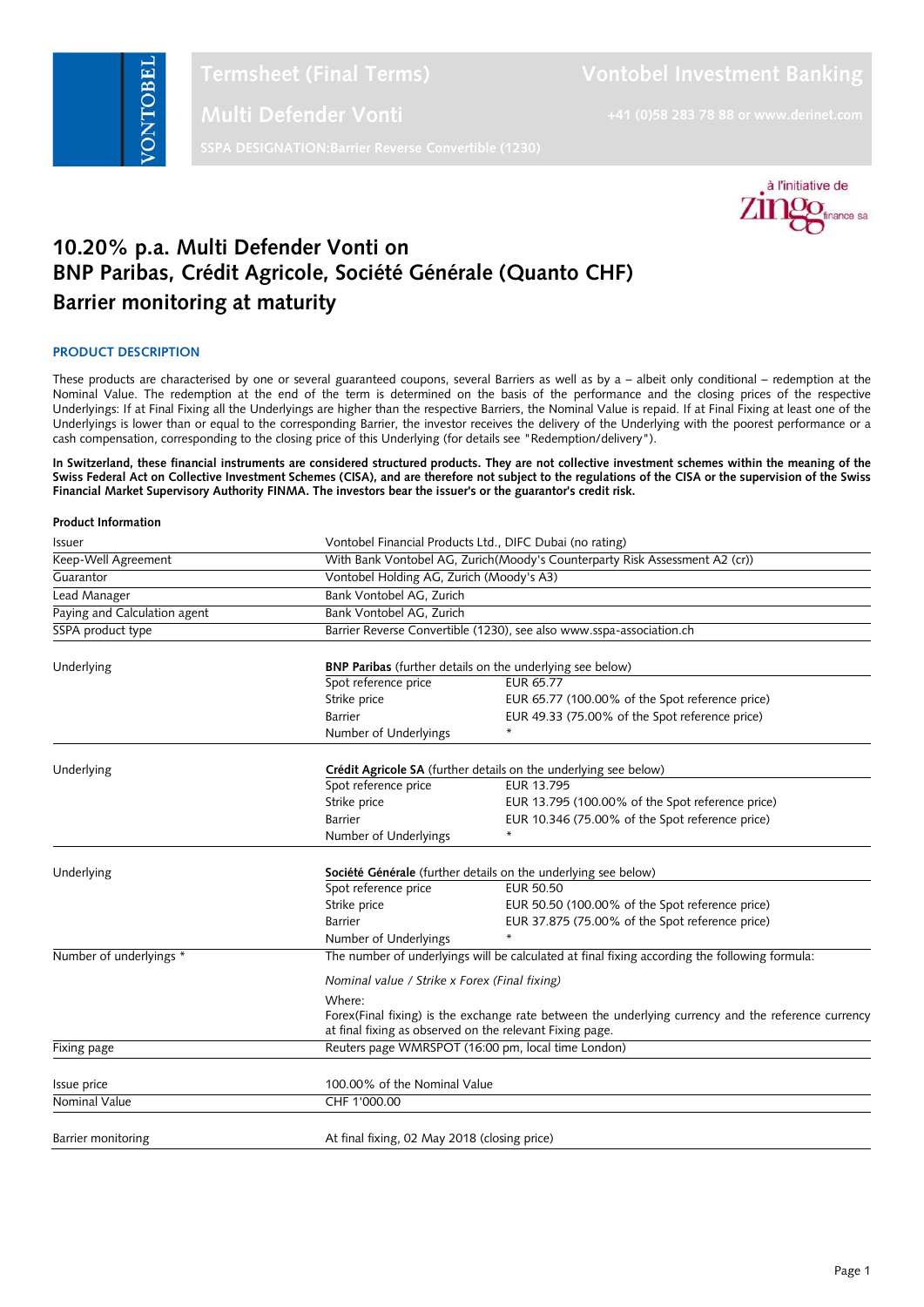# Termsheet (Final Terms)

# Multi Defender Vonti

SSPA DESIGNATION:Barrier Reverse Convertible (1230)

Vontobel Investment Banking

+41 (0)58 283 78 88 or www.derinet.com

à l'initiative de zingg finance sa

# 10.20% p.a. Multi Defender Vonti on BNP Paribas, Crédit Agricole, Société Générale (Quanto CHF) Barrier monitoring at maturity

## PRODUCT DESCRIPTION

These products are characterised by one or several guaranteed coupons, several Barriers as well as by a – albeit only conditional – redemption at the Nominal Value. The redemption at the end of the term is determined on the basis of the performance and the closing prices of the respective Underlyings: If at Final Fixing all the Underlyings are higher than the respective Barriers, the Nominal Value is repaid. If at Final Fixing at least one of the Underlyings is lower than or equal to the corresponding Barrier, the investor receives the delivery of the Underlying with the poorest performance or a cash compensation, corresponding to the closing price of this Underlying (for details see "Redemption/delivery").

**In Switzerland, these financial instruments are considered structured products. They are not collective investment schemes within the meaning of the Swiss Federal Act on Collective Investment Schemes (CISA), and are therefore not subject to the regulations of the CISA or the supervision of the Swiss Financial Market Supervisory Authority FINMA. The investors bear the issuer's or the guarantor's credit risk.**

### Product Information

| | | |
|---|---|---|
| Issuer | Vontobel Financial Products Ltd., DIFC Dubai (no rating) | |
| Keep-Well Agreement | With Bank Vontobel AG, Zurich(Moody's Counterparty Risk Assessment A2 (cr)) | |
| Guarantor | Vontobel Holding AG, Zurich (Moody's A3) | |
| Lead Manager | Bank Vontobel AG, Zurich | |
| Paying and Calculation agent | Bank Vontobel AG, Zurich | |
| SSPA product type | Barrier Reverse Convertible (1230), see also www.sspa-association.ch | |
| Underlying | **BNP Paribas** (further details on the underlying see below) | |
| | Spot reference price | EUR 65.77 |
| | Strike price | EUR 65.77 (100.00% of the Spot reference price) |
| | Barrier | EUR 49.33 (75.00% of the Spot reference price) |
| | Number of Underlyings | * |
| Underlying | **Crédit Agricole SA** (further details on the underlying see below) | |
| | Spot reference price | EUR 13.795 |
| | Strike price | EUR 13.795 (100.00% of the Spot reference price) |
| | Barrier | EUR 10.346 (75.00% of the Spot reference price) |
| | Number of Underlyings | * |
| Underlying | **Société Générale** (further details on the underlying see below) | |
| | Spot reference price | EUR 50.50 |
| | Strike price | EUR 50.50 (100.00% of the Spot reference price) |
| | Barrier | EUR 37.875 (75.00% of the Spot reference price) |
| | Number of Underlyings | * |
| Number of underlyings * | The number of underlyings will be calculated at final fixing according the following formula:<br><br>*Nominal value / Strike x Forex (Final fixing)*<br><br>Where:<br>Forex(Final fixing) is the exchange rate between the underlying currency and the reference currency at final fixing as observed on the relevant Fixing page. | |
| Fixing page | Reuters page WMRSPOT (16:00 pm, local time London) | |
| Issue price | 100.00% of the Nominal Value | |
| Nominal Value | CHF 1'000.00 | |
| Barrier monitoring | At final fixing, 02 May 2018 (closing price) | |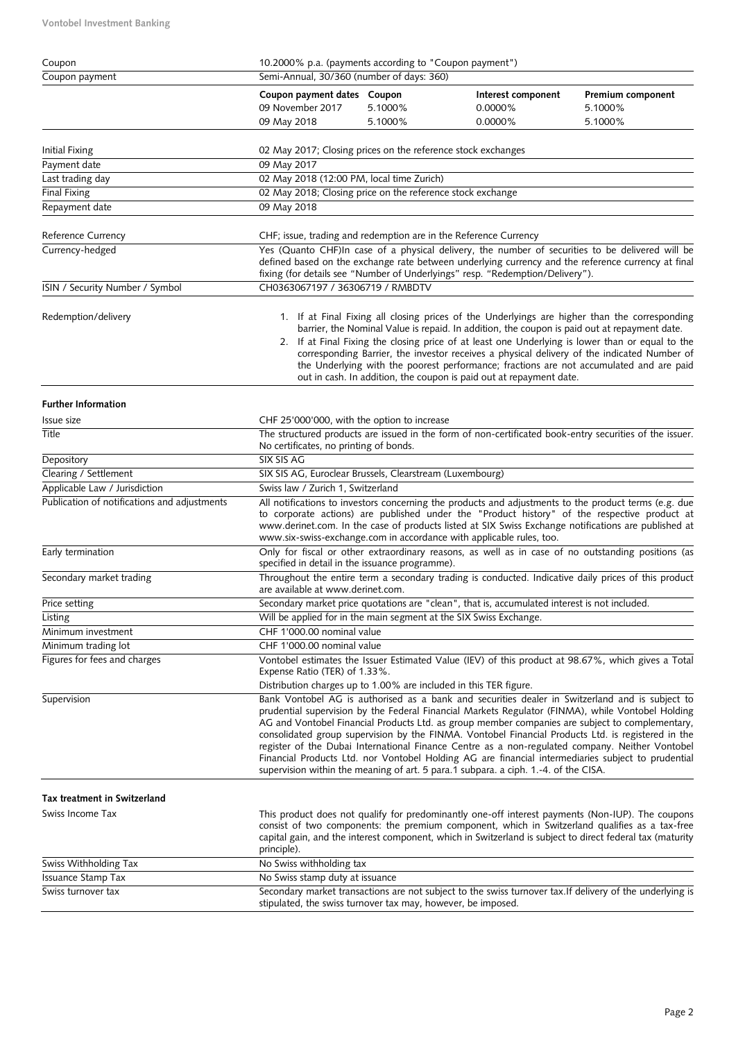| | |
|---|---|
| Coupon | 10.2000% p.a. (payments according to "Coupon payment") |
| Coupon payment | Semi-Annual, 30/360 (number of days: 360) |

| Coupon payment dates | Coupon | Interest component | Premium component |
|---|---|---|---|
| 09 November 2017 | 5.1000% | 0.0000% | 5.1000% |
| 09 May 2018 | 5.1000% | 0.0000% | 5.1000% |

| | |
|---|---|
| Initial Fixing | 02 May 2017; Closing prices on the reference stock exchanges |
| Payment date | 09 May 2017 |
| Last trading day | 02 May 2018 (12:00 PM, local time Zurich) |
| Final Fixing | 02 May 2018; Closing price on the reference stock exchange |
| Repayment date | 09 May 2018 |
| Reference Currency | CHF; issue, trading and redemption are in the Reference Currency |
| Currency-hedged | Yes (Quanto CHF)In case of a physical delivery, the number of securities to be delivered will be defined based on the exchange rate between underlying currency and the reference currency at final fixing (for details see "Number of Underlyings" resp. "Redemption/Delivery"). |
| ISIN / Security Number / Symbol | CH0363067197 / 36306719 / RMBDTV |
| Redemption/delivery | 1. If at Final Fixing all closing prices of the Underlyings are higher than the corresponding barrier, the Nominal Value is repaid. In addition, the coupon is paid out at repayment date.<br>2. If at Final Fixing the closing price of at least one Underlying is lower than or equal to the corresponding Barrier, the investor receives a physical delivery of the indicated Number of the Underlying with the poorest performance; fractions are not accumulated and are paid out in cash. In addition, the coupon is paid out at repayment date. |

**Further Information**

| | |
|---|---|
| Issue size | CHF 25'000'000, with the option to increase |
| Title | The structured products are issued in the form of non-certificated book-entry securities of the issuer. No certificates, no printing of bonds. |
| Depository | SIX SIS AG |
| Clearing / Settlement | SIX SIS AG, Euroclear Brussels, Clearstream (Luxembourg) |
| Applicable Law / Jurisdiction | Swiss law / Zurich 1, Switzerland |
| Publication of notifications and adjustments | All notifications to investors concerning the products and adjustments to the product terms (e.g. due to corporate actions) are published under the "Product history" of the respective product at www.derinet.com. In the case of products listed at SIX Swiss Exchange notifications are published at www.six-swiss-exchange.com in accordance with applicable rules, too. |
| Early termination | Only for fiscal or other extraordinary reasons, as well as in case of no outstanding positions (as specified in detail in the issuance programme). |
| Secondary market trading | Throughout the entire term a secondary trading is conducted. Indicative daily prices of this product are available at www.derinet.com. |
| Price setting | Secondary market price quotations are "clean", that is, accumulated interest is not included. |
| Listing | Will be applied for in the main segment at the SIX Swiss Exchange. |
| Minimum investment | CHF 1'000.00 nominal value |
| Minimum trading lot | CHF 1'000.00 nominal value |
| Figures for fees and charges | Vontobel estimates the Issuer Estimated Value (IEV) of this product at 98.67%, which gives a Total Expense Ratio (TER) of 1.33%.<br>Distribution charges up to 1.00% are included in this TER figure. |
| Supervision | Bank Vontobel AG is authorised as a bank and securities dealer in Switzerland and is subject to prudential supervision by the Federal Financial Markets Regulator (FINMA), while Vontobel Holding AG and Vontobel Financial Products Ltd. as group member companies are subject to complementary, consolidated group supervision by the FINMA. Vontobel Financial Products Ltd. is registered in the register of the Dubai International Finance Centre as a non-regulated company. Neither Vontobel Financial Products Ltd. nor Vontobel Holding AG are financial intermediaries subject to prudential supervision within the meaning of art. 5 para.1 subpara. a ciph. 1.-4. of the CISA. |

**Tax treatment in Switzerland**

| | |
|---|---|
| Swiss Income Tax | This product does not qualify for predominantly one-off interest payments (Non-IUP). The coupons consist of two components: the premium component, which in Switzerland qualifies as a tax-free capital gain, and the interest component, which in Switzerland is subject to direct federal tax (maturity principle). |
| Swiss Withholding Tax | No Swiss withholding tax |
| Issuance Stamp Tax | No Swiss stamp duty at issuance |
| Swiss turnover tax | Secondary market transactions are not subject to the swiss turnover tax.If delivery of the underlying is stipulated, the swiss turnover tax may, however, be imposed. |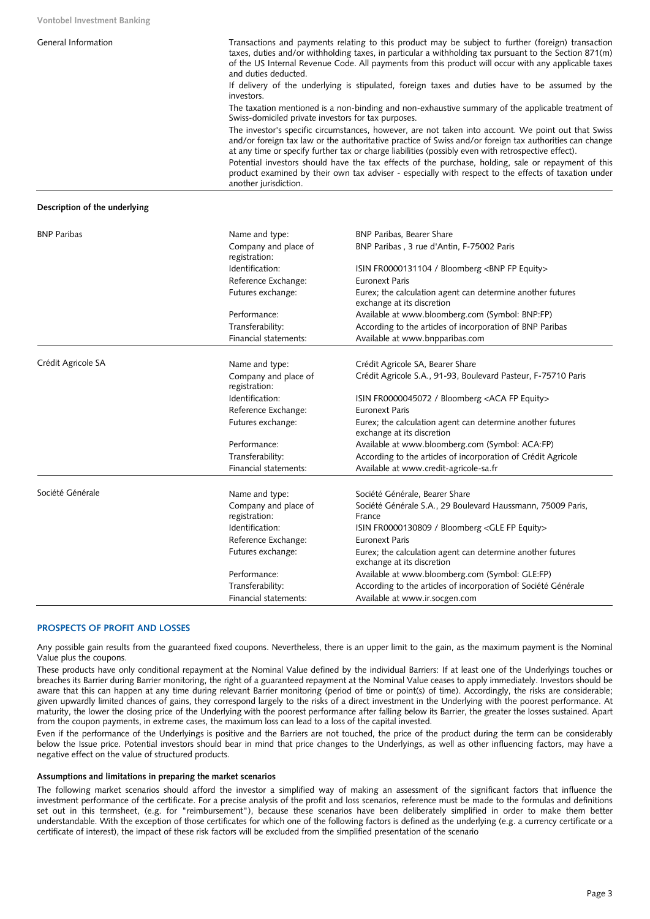| General Information | Transactions and payments relating to this product may be subject to further (foreign) transaction taxes, duties and/or withholding taxes, in particular a withholding tax pursuant to the Section 871(m) of the US Internal Revenue Code. All payments from this product will occur with any applicable taxes and duties deducted.<br>If delivery of the underlying is stipulated, foreign taxes and duties have to be assumed by the investors.<br>The taxation mentioned is a non-binding and non-exhaustive summary of the applicable treatment of Swiss-domiciled private investors for tax purposes.<br>The investor's specific circumstances, however, are not taken into account. We point out that Swiss and/or foreign tax law or the authoritative practice of Swiss and/or foreign tax authorities can change at any time or specify further tax or charge liabilities (possibly even with retrospective effect).<br>Potential investors should have the tax effects of the purchase, holding, sale or repayment of this product examined by their own tax adviser - especially with respect to the effects of taxation under another jurisdiction. |
|---|---|

**Description of the underlying**

| | | |
|---|---|---|
| BNP Paribas | Name and type: | BNP Paribas, Bearer Share |
| | Company and place of registration: | BNP Paribas , 3 rue d'Antin, F-75002 Paris |
| | Identification: | ISIN FR0000131104 / Bloomberg <BNP FP Equity> |
| | Reference Exchange: | Euronext Paris |
| | Futures exchange: | Eurex; the calculation agent can determine another futures exchange at its discretion |
| | Performance: | Available at www.bloomberg.com (Symbol: BNP:FP) |
| | Transferability: | According to the articles of incorporation of BNP Paribas |
| | Financial statements: | Available at www.bnpparibas.com |
| Crédit Agricole SA | Name and type: | Crédit Agricole SA, Bearer Share |
| | Company and place of registration: | Crédit Agricole S.A., 91-93, Boulevard Pasteur, F-75710 Paris |
| | Identification: | ISIN FR0000045072 / Bloomberg <ACA FP Equity> |
| | Reference Exchange: | Euronext Paris |
| | Futures exchange: | Eurex; the calculation agent can determine another futures exchange at its discretion |
| | Performance: | Available at www.bloomberg.com (Symbol: ACA:FP) |
| | Transferability: | According to the articles of incorporation of Crédit Agricole |
| | Financial statements: | Available at www.credit-agricole-sa.fr |
| Société Générale | Name and type: | Société Générale, Bearer Share |
| | Company and place of registration: | Société Générale S.A., 29 Boulevard Haussmann, 75009 Paris, France |
| | Identification: | ISIN FR0000130809 / Bloomberg <GLE FP Equity> |
| | Reference Exchange: | Euronext Paris |
| | Futures exchange: | Eurex; the calculation agent can determine another futures exchange at its discretion |
| | Performance: | Available at www.bloomberg.com (Symbol: GLE:FP) |
| | Transferability: | According to the articles of incorporation of Société Générale |
| | Financial statements: | Available at www.ir.socgen.com |

## PROSPECTS OF PROFIT AND LOSSES

Any possible gain results from the guaranteed fixed coupons. Nevertheless, there is an upper limit to the gain, as the maximum payment is the Nominal Value plus the coupons.

These products have only conditional repayment at the Nominal Value defined by the individual Barriers: If at least one of the Underlyings touches or breaches its Barrier during Barrier monitoring, the right of a guaranteed repayment at the Nominal Value ceases to apply immediately. Investors should be aware that this can happen at any time during relevant Barrier monitoring (period of time or point(s) of time). Accordingly, the risks are considerable; given upwardly limited chances of gains, they correspond largely to the risks of a direct investment in the Underlying with the poorest performance. At maturity, the lower the closing price of the Underlying with the poorest performance after falling below its Barrier, the greater the losses sustained. Apart from the coupon payments, in extreme cases, the maximum loss can lead to a loss of the capital invested.

Even if the performance of the Underlyings is positive and the Barriers are not touched, the price of the product during the term can be considerably below the Issue price. Potential investors should bear in mind that price changes to the Underlyings, as well as other influencing factors, may have a negative effect on the value of structured products.

### Assumptions and limitations in preparing the market scenarios

The following market scenarios should afford the investor a simplified way of making an assessment of the significant factors that influence the investment performance of the certificate. For a precise analysis of the profit and loss scenarios, reference must be made to the formulas and definitions set out in this termsheet, (e.g. for "reimbursement"), because these scenarios have been deliberately simplified in order to make them better understandable. With the exception of those certificates for which one of the following factors is defined as the underlying (e.g. a currency certificate or a certificate of interest), the impact of these risk factors will be excluded from the simplified presentation of the scenario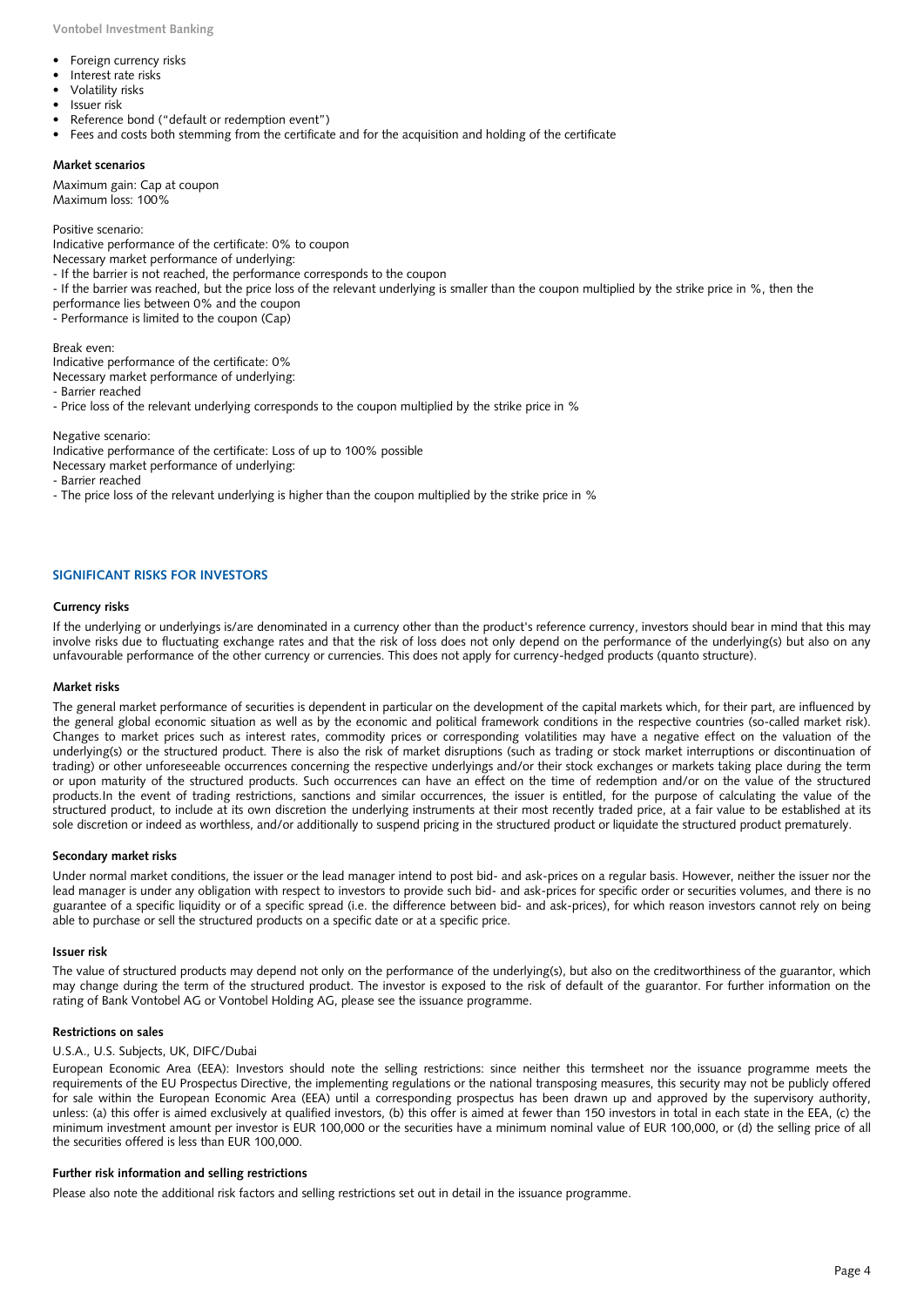- Foreign currency risks
- Interest rate risks
- Volatility risks
- Issuer risk
- Reference bond ("default or redemption event")
- Fees and costs both stemming from the certificate and for the acquisition and holding of the certificate

**Market scenarios**

Maximum gain: Cap at coupon
Maximum loss: 100%

Positive scenario:
Indicative performance of the certificate: 0% to coupon
Necessary market performance of underlying:
- If the barrier is not reached, the performance corresponds to the coupon
- If the barrier was reached, but the price loss of the relevant underlying is smaller than the coupon multiplied by the strike price in %, then the performance lies between 0% and the coupon
- Performance is limited to the coupon (Cap)

Break even:
Indicative performance of the certificate: 0%
Necessary market performance of underlying:
- Barrier reached
- Price loss of the relevant underlying corresponds to the coupon multiplied by the strike price in %

Negative scenario:
Indicative performance of the certificate: Loss of up to 100% possible
Necessary market performance of underlying:
- Barrier reached
- The price loss of the relevant underlying is higher than the coupon multiplied by the strike price in %

## SIGNIFICANT RISKS FOR INVESTORS

**Currency risks**

If the underlying or underlyings is/are denominated in a currency other than the product's reference currency, investors should bear in mind that this may involve risks due to fluctuating exchange rates and that the risk of loss does not only depend on the performance of the underlying(s) but also on any unfavourable performance of the other currency or currencies. This does not apply for currency-hedged products (quanto structure).

**Market risks**

The general market performance of securities is dependent in particular on the development of the capital markets which, for their part, are influenced by the general global economic situation as well as by the economic and political framework conditions in the respective countries (so-called market risk). Changes to market prices such as interest rates, commodity prices or corresponding volatilities may have a negative effect on the valuation of the underlying(s) or the structured product. There is also the risk of market disruptions (such as trading or stock market interruptions or discontinuation of trading) or other unforeseeable occurrences concerning the respective underlyings and/or their stock exchanges or markets taking place during the term or upon maturity of the structured products. Such occurrences can have an effect on the time of redemption and/or on the value of the structured products.In the event of trading restrictions, sanctions and similar occurrences, the issuer is entitled, for the purpose of calculating the value of the structured product, to include at its own discretion the underlying instruments at their most recently traded price, at a fair value to be established at its sole discretion or indeed as worthless, and/or additionally to suspend pricing in the structured product or liquidate the structured product prematurely.

**Secondary market risks**

Under normal market conditions, the issuer or the lead manager intend to post bid- and ask-prices on a regular basis. However, neither the issuer nor the lead manager is under any obligation with respect to investors to provide such bid- and ask-prices for specific order or securities volumes, and there is no guarantee of a specific liquidity or of a specific spread (i.e. the difference between bid- and ask-prices), for which reason investors cannot rely on being able to purchase or sell the structured products on a specific date or at a specific price.

**Issuer risk**

The value of structured products may depend not only on the performance of the underlying(s), but also on the creditworthiness of the guarantor, which may change during the term of the structured product. The investor is exposed to the risk of default of the guarantor. For further information on the rating of Bank Vontobel AG or Vontobel Holding AG, please see the issuance programme.

**Restrictions on sales**

U.S.A., U.S. Subjects, UK, DIFC/Dubai

European Economic Area (EEA): Investors should note the selling restrictions: since neither this termsheet nor the issuance programme meets the requirements of the EU Prospectus Directive, the implementing regulations or the national transposing measures, this security may not be publicly offered for sale within the European Economic Area (EEA) until a corresponding prospectus has been drawn up and approved by the supervisory authority, unless: (a) this offer is aimed exclusively at qualified investors, (b) this offer is aimed at fewer than 150 investors in total in each state in the EEA, (c) the minimum investment amount per investor is EUR 100,000 or the securities have a minimum nominal value of EUR 100,000, or (d) the selling price of all the securities offered is less than EUR 100,000.

**Further risk information and selling restrictions**

Please also note the additional risk factors and selling restrictions set out in detail in the issuance programme.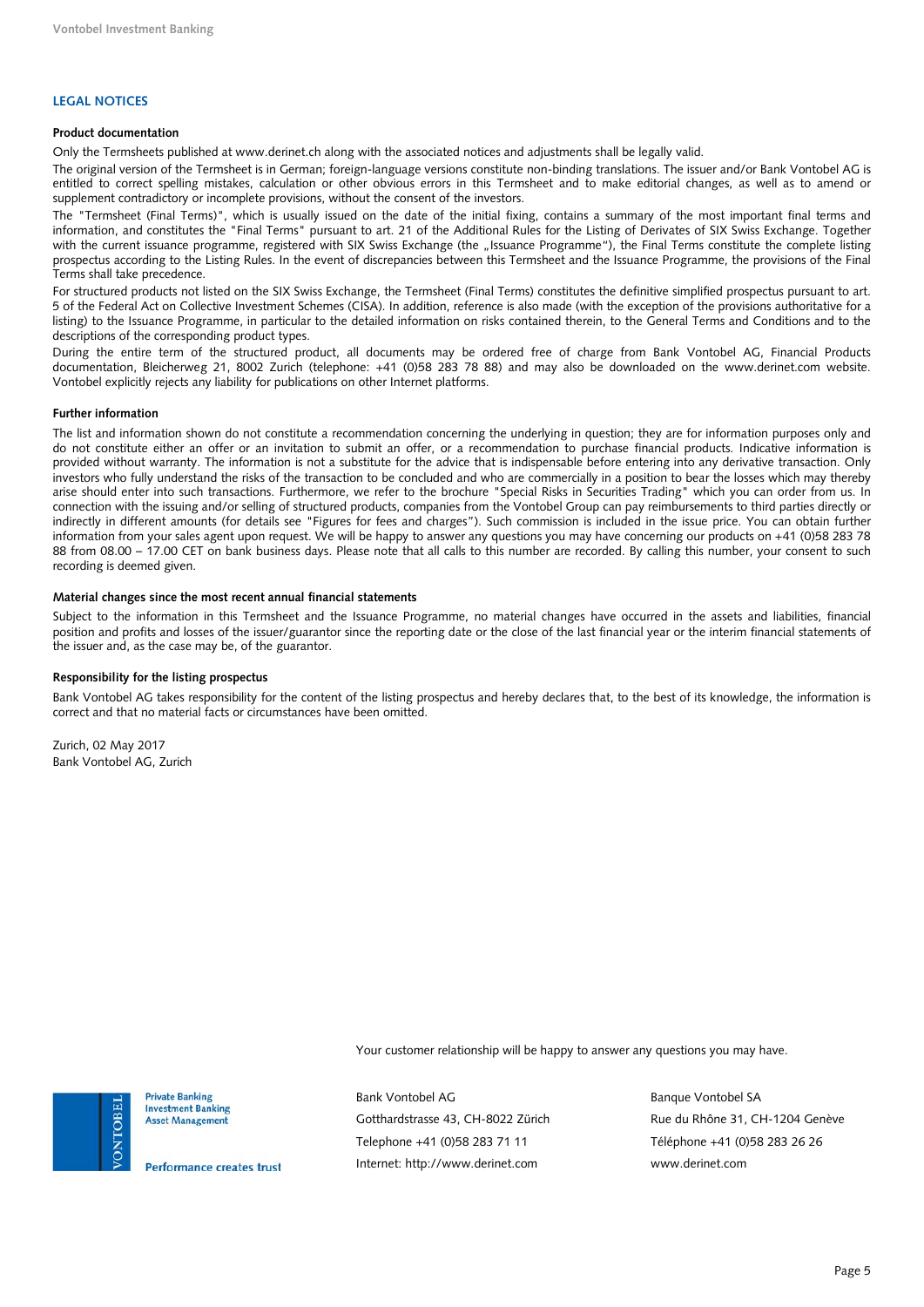## LEGAL NOTICES

**Product documentation**

Only the Termsheets published at www.derinet.ch along with the associated notices and adjustments shall be legally valid.

The original version of the Termsheet is in German; foreign-language versions constitute non-binding translations. The issuer and/or Bank Vontobel AG is entitled to correct spelling mistakes, calculation or other obvious errors in this Termsheet and to make editorial changes, as well as to amend or supplement contradictory or incomplete provisions, without the consent of the investors.

The "Termsheet (Final Terms)", which is usually issued on the date of the initial fixing, contains a summary of the most important final terms and information, and constitutes the "Final Terms" pursuant to art. 21 of the Additional Rules for the Listing of Derivates of SIX Swiss Exchange. Together with the current issuance programme, registered with SIX Swiss Exchange (the „Issuance Programme"), the Final Terms constitute the complete listing prospectus according to the Listing Rules. In the event of discrepancies between this Termsheet and the Issuance Programme, the provisions of the Final Terms shall take precedence.

For structured products not listed on the SIX Swiss Exchange, the Termsheet (Final Terms) constitutes the definitive simplified prospectus pursuant to art. 5 of the Federal Act on Collective Investment Schemes (CISA). In addition, reference is also made (with the exception of the provisions authoritative for a listing) to the Issuance Programme, in particular to the detailed information on risks contained therein, to the General Terms and Conditions and to the descriptions of the corresponding product types.

During the entire term of the structured product, all documents may be ordered free of charge from Bank Vontobel AG, Financial Products documentation, Bleicherweg 21, 8002 Zurich (telephone: +41 (0)58 283 78 88) and may also be downloaded on the www.derinet.com website. Vontobel explicitly rejects any liability for publications on other Internet platforms.

**Further information**

The list and information shown do not constitute a recommendation concerning the underlying in question; they are for information purposes only and do not constitute either an offer or an invitation to submit an offer, or a recommendation to purchase financial products. Indicative information is provided without warranty. The information is not a substitute for the advice that is indispensable before entering into any derivative transaction. Only investors who fully understand the risks of the transaction to be concluded and who are commercially in a position to bear the losses which may thereby arise should enter into such transactions. Furthermore, we refer to the brochure "Special Risks in Securities Trading" which you can order from us. In connection with the issuing and/or selling of structured products, companies from the Vontobel Group can pay reimbursements to third parties directly or indirectly in different amounts (for details see "Figures for fees and charges"). Such commission is included in the issue price. You can obtain further information from your sales agent upon request. We will be happy to answer any questions you may have concerning our products on +41 (0)58 283 78 88 from 08.00 – 17.00 CET on bank business days. Please note that all calls to this number are recorded. By calling this number, your consent to such recording is deemed given.

**Material changes since the most recent annual financial statements**

Subject to the information in this Termsheet and the Issuance Programme, no material changes have occurred in the assets and liabilities, financial position and profits and losses of the issuer/guarantor since the reporting date or the close of the last financial year or the interim financial statements of the issuer and, as the case may be, of the guarantor.

**Responsibility for the listing prospectus**

Bank Vontobel AG takes responsibility for the content of the listing prospectus and hereby declares that, to the best of its knowledge, the information is correct and that no material facts or circumstances have been omitted.

Zurich, 02 May 2017
Bank Vontobel AG, Zurich

Your customer relationship will be happy to answer any questions you may have.

VONTOBEL
Private Banking
Investment Banking
Asset Management
Performance creates trust

Bank Vontobel AG
Gotthardstrasse 43, CH-8022 Zürich
Telephone +41 (0)58 283 71 11
Internet: http://www.derinet.com

Banque Vontobel SA
Rue du Rhône 31, CH-1204 Genève
Téléphone +41 (0)58 283 26 26
www.derinet.com